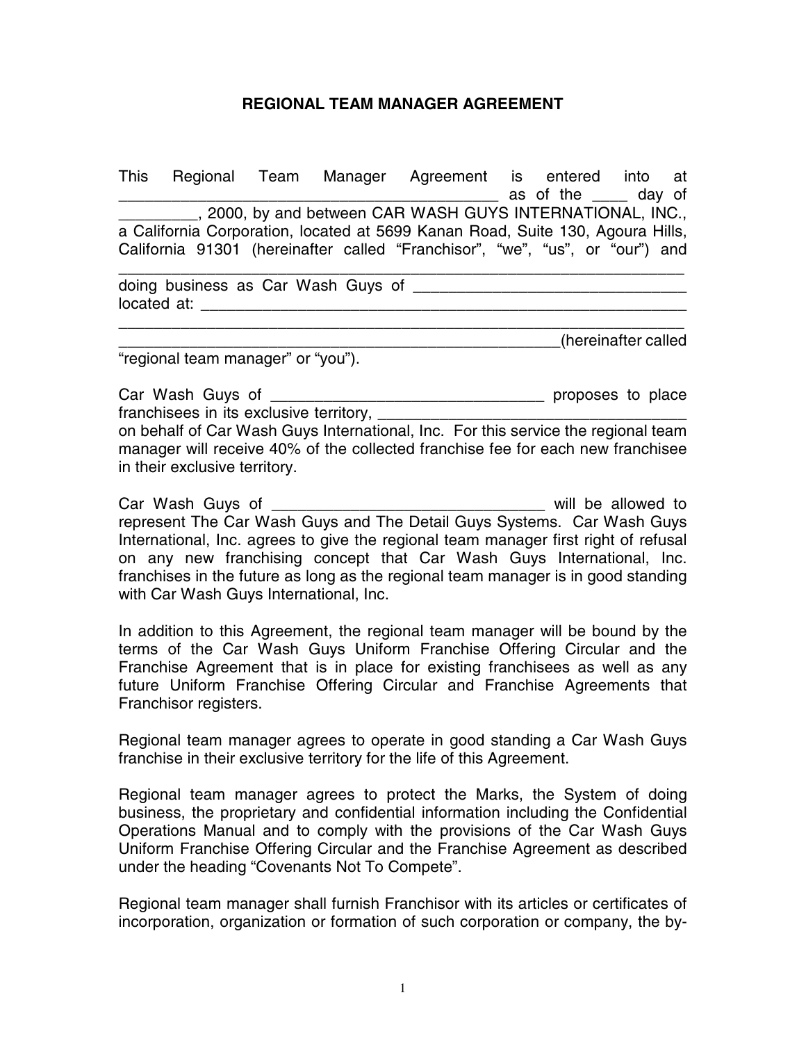# REGIONAL TEAM MANAGER AGREEMENT

This Regional Team Manager Agreement is entered into at ____________________________________________ as of the ____ day of _________, 2000, by and between CAR WASH GUYS INTERNATIONAL, INC., a California Corporation, located at 5699 Kanan Road, Suite 130, Agoura Hills, California 91301 (hereinafter called "Franchisor", "we", "us", or "our") and ____________________________________________________________________ doing business as Car Wash Guys of ________________________________ located at: __________________________________________________________ ____________________________________________________________________ ______________________________________________________(hereinafter called "regional team manager" or "you").

Car Wash Guys of ________________________________ proposes to place franchisees in its exclusive territory, ____________________________________ on behalf of Car Wash Guys International, Inc. For this service the regional team manager will receive 40% of the collected franchise fee for each new franchisee in their exclusive territory.

Car Wash Guys of ________________________________ will be allowed to represent The Car Wash Guys and The Detail Guys Systems. Car Wash Guys International, Inc. agrees to give the regional team manager first right of refusal on any new franchising concept that Car Wash Guys International, Inc. franchises in the future as long as the regional team manager is in good standing with Car Wash Guys International, Inc.

In addition to this Agreement, the regional team manager will be bound by the terms of the Car Wash Guys Uniform Franchise Offering Circular and the Franchise Agreement that is in place for existing franchisees as well as any future Uniform Franchise Offering Circular and Franchise Agreements that Franchisor registers.

Regional team manager agrees to operate in good standing a Car Wash Guys franchise in their exclusive territory for the life of this Agreement.

Regional team manager agrees to protect the Marks, the System of doing business, the proprietary and confidential information including the Confidential Operations Manual and to comply with the provisions of the Car Wash Guys Uniform Franchise Offering Circular and the Franchise Agreement as described under the heading "Covenants Not To Compete".

Regional team manager shall furnish Franchisor with its articles or certificates of incorporation, organization or formation of such corporation or company, the by-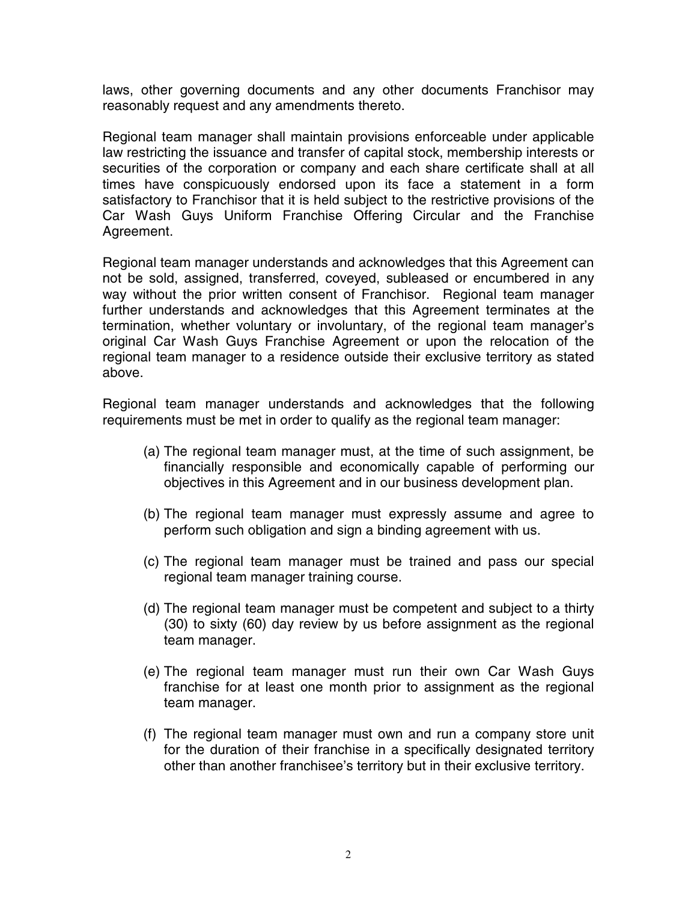laws, other governing documents and any other documents Franchisor may reasonably request and any amendments thereto.

Regional team manager shall maintain provisions enforceable under applicable law restricting the issuance and transfer of capital stock, membership interests or securities of the corporation or company and each share certificate shall at all times have conspicuously endorsed upon its face a statement in a form satisfactory to Franchisor that it is held subject to the restrictive provisions of the Car Wash Guys Uniform Franchise Offering Circular and the Franchise Agreement.

Regional team manager understands and acknowledges that this Agreement can not be sold, assigned, transferred, coveyed, subleased or encumbered in any way without the prior written consent of Franchisor. Regional team manager further understands and acknowledges that this Agreement terminates at the termination, whether voluntary or involuntary, of the regional team manager's original Car Wash Guys Franchise Agreement or upon the relocation of the regional team manager to a residence outside their exclusive territory as stated above.

Regional team manager understands and acknowledges that the following requirements must be met in order to qualify as the regional team manager:

(a) The regional team manager must, at the time of such assignment, be financially responsible and economically capable of performing our objectives in this Agreement and in our business development plan.

(b) The regional team manager must expressly assume and agree to perform such obligation and sign a binding agreement with us.

(c) The regional team manager must be trained and pass our special regional team manager training course.

(d) The regional team manager must be competent and subject to a thirty (30) to sixty (60) day review by us before assignment as the regional team manager.

(e) The regional team manager must run their own Car Wash Guys franchise for at least one month prior to assignment as the regional team manager.

(f) The regional team manager must own and run a company store unit for the duration of their franchise in a specifically designated territory other than another franchisee's territory but in their exclusive territory.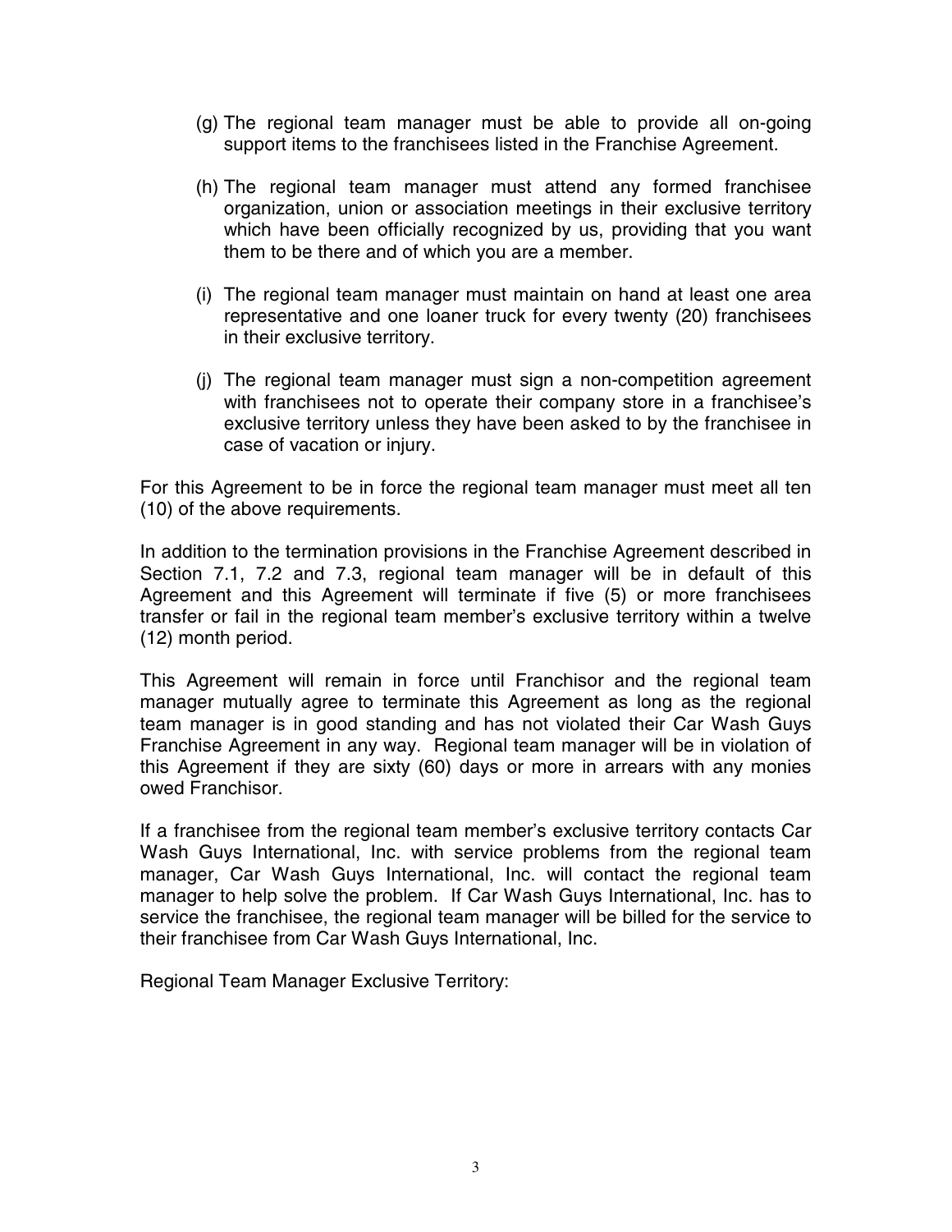(g) The regional team manager must be able to provide all on-going support items to the franchisees listed in the Franchise Agreement.

(h) The regional team manager must attend any formed franchisee organization, union or association meetings in their exclusive territory which have been officially recognized by us, providing that you want them to be there and of which you are a member.

(i) The regional team manager must maintain on hand at least one area representative and one loaner truck for every twenty (20) franchisees in their exclusive territory.

(j) The regional team manager must sign a non-competition agreement with franchisees not to operate their company store in a franchisee's exclusive territory unless they have been asked to by the franchisee in case of vacation or injury.

For this Agreement to be in force the regional team manager must meet all ten (10) of the above requirements.

In addition to the termination provisions in the Franchise Agreement described in Section 7.1, 7.2 and 7.3, regional team manager will be in default of this Agreement and this Agreement will terminate if five (5) or more franchisees transfer or fail in the regional team member's exclusive territory within a twelve (12) month period.

This Agreement will remain in force until Franchisor and the regional team manager mutually agree to terminate this Agreement as long as the regional team manager is in good standing and has not violated their Car Wash Guys Franchise Agreement in any way. Regional team manager will be in violation of this Agreement if they are sixty (60) days or more in arrears with any monies owed Franchisor.

If a franchisee from the regional team member's exclusive territory contacts Car Wash Guys International, Inc. with service problems from the regional team manager, Car Wash Guys International, Inc. will contact the regional team manager to help solve the problem. If Car Wash Guys International, Inc. has to service the franchisee, the regional team manager will be billed for the service to their franchisee from Car Wash Guys International, Inc.

Regional Team Manager Exclusive Territory: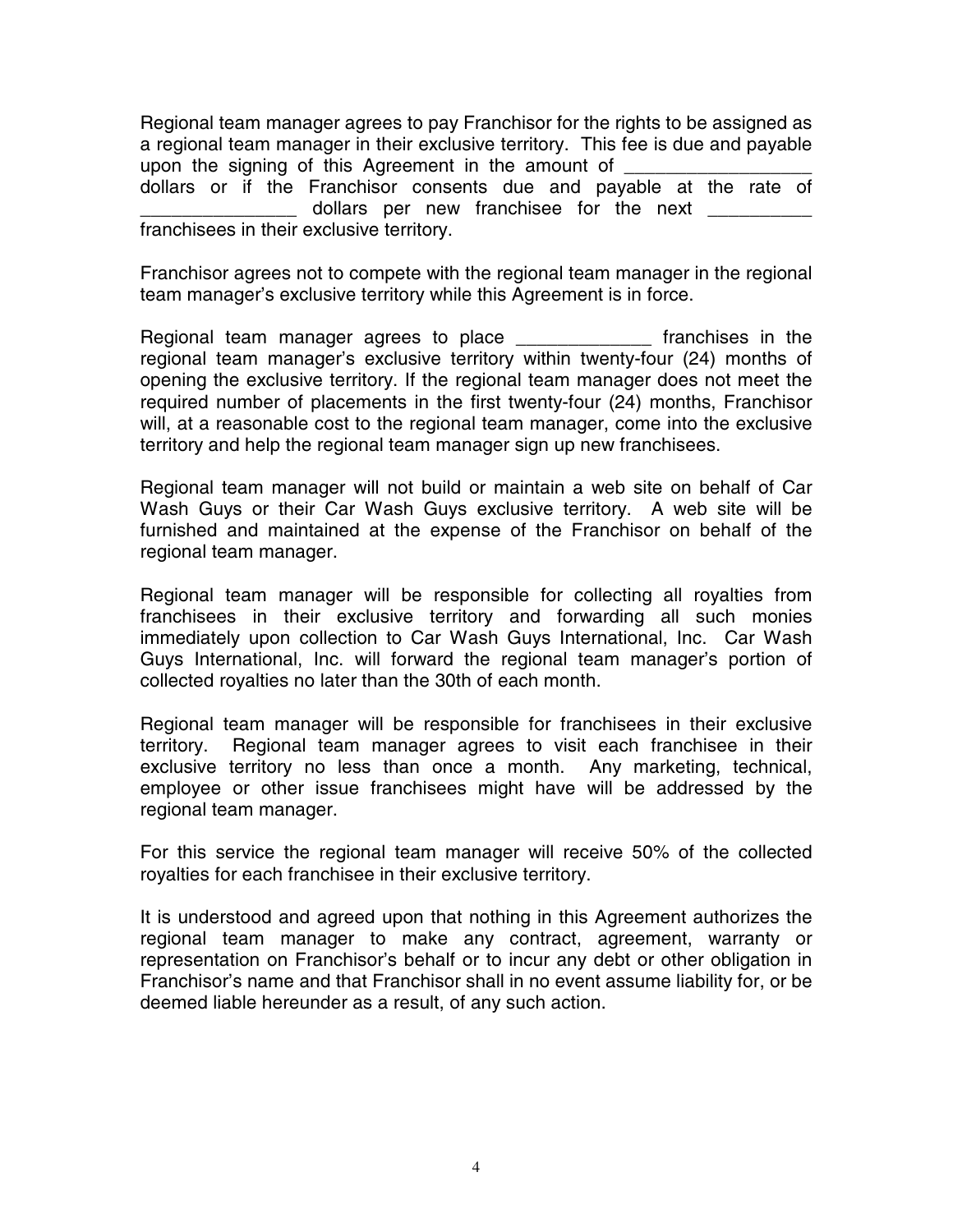Regional team manager agrees to pay Franchisor for the rights to be assigned as a regional team manager in their exclusive territory. This fee is due and payable upon the signing of this Agreement in the amount of _________________ dollars or if the Franchisor consents due and payable at the rate of _______________ dollars per new franchisee for the next _________ franchisees in their exclusive territory.

Franchisor agrees not to compete with the regional team manager in the regional team manager's exclusive territory while this Agreement is in force.

Regional team manager agrees to place _____________ franchises in the regional team manager's exclusive territory within twenty-four (24) months of opening the exclusive territory. If the regional team manager does not meet the required number of placements in the first twenty-four (24) months, Franchisor will, at a reasonable cost to the regional team manager, come into the exclusive territory and help the regional team manager sign up new franchisees.

Regional team manager will not build or maintain a web site on behalf of Car Wash Guys or their Car Wash Guys exclusive territory. A web site will be furnished and maintained at the expense of the Franchisor on behalf of the regional team manager.

Regional team manager will be responsible for collecting all royalties from franchisees in their exclusive territory and forwarding all such monies immediately upon collection to Car Wash Guys International, Inc. Car Wash Guys International, Inc. will forward the regional team manager's portion of collected royalties no later than the 30th of each month.

Regional team manager will be responsible for franchisees in their exclusive territory. Regional team manager agrees to visit each franchisee in their exclusive territory no less than once a month. Any marketing, technical, employee or other issue franchisees might have will be addressed by the regional team manager.

For this service the regional team manager will receive 50% of the collected royalties for each franchisee in their exclusive territory.

It is understood and agreed upon that nothing in this Agreement authorizes the regional team manager to make any contract, agreement, warranty or representation on Franchisor's behalf or to incur any debt or other obligation in Franchisor's name and that Franchisor shall in no event assume liability for, or be deemed liable hereunder as a result, of any such action.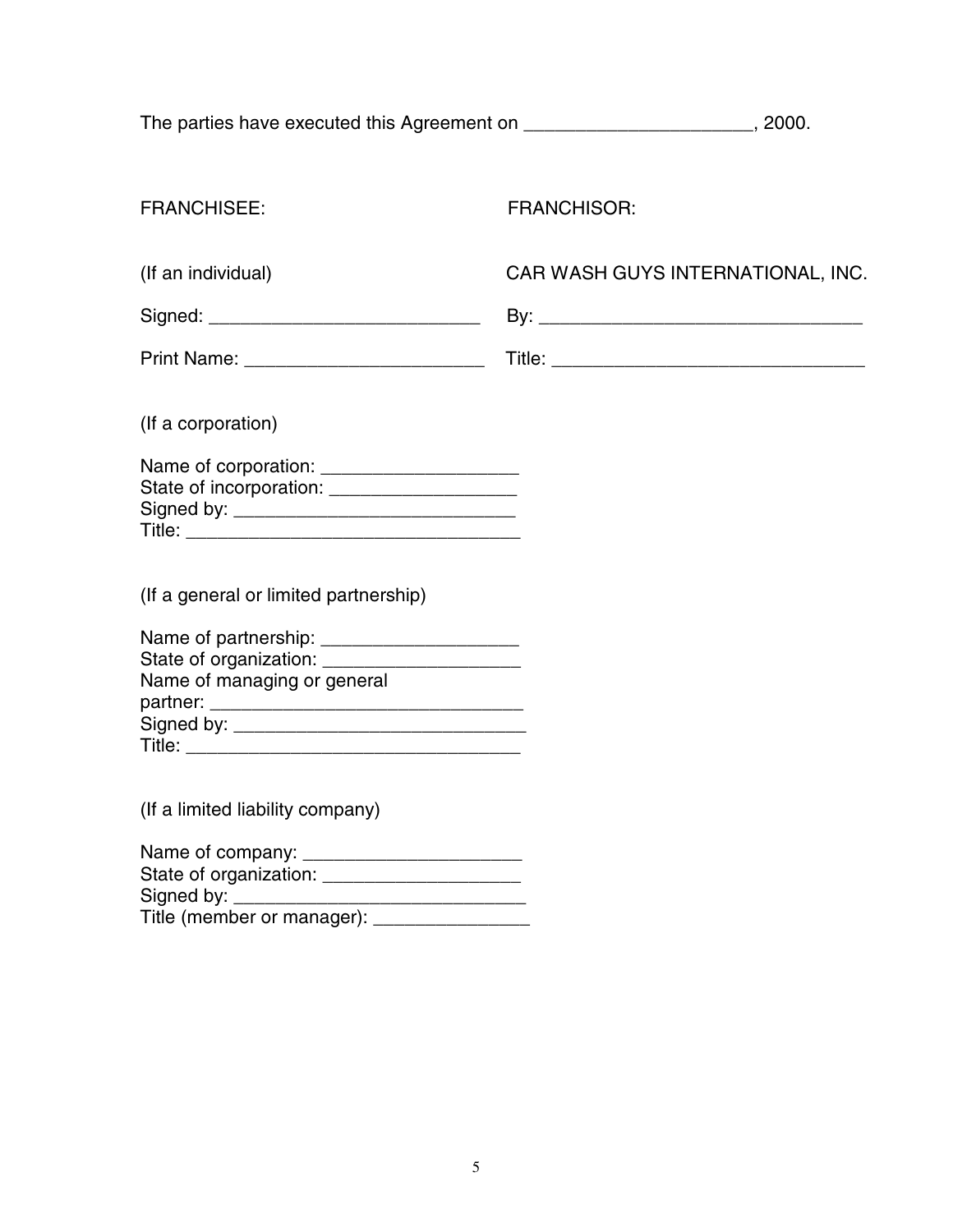The parties have executed this Agreement on ______________________, 2000.

| FRANCHISEE: | FRANCHISOR: |
| --- | --- |
| (If an individual) | CAR WASH GUYS INTERNATIONAL, INC. |
| Signed: ___________________________ | By: ________________________________ |
| Print Name: ________________________ | Title: _______________________________ |

(If a corporation)

Name of corporation: ___________________
State of incorporation: __________________
Signed by: ____________________________
Title: ________________________________

(If a general or limited partnership)

Name of partnership: ___________________
State of organization: ___________________
Name of managing or general
partner: ______________________________
Signed by: ____________________________
Title: ________________________________

(If a limited liability company)

Name of company: _____________________
State of organization: ___________________
Signed by: ____________________________
Title (member or manager): _______________